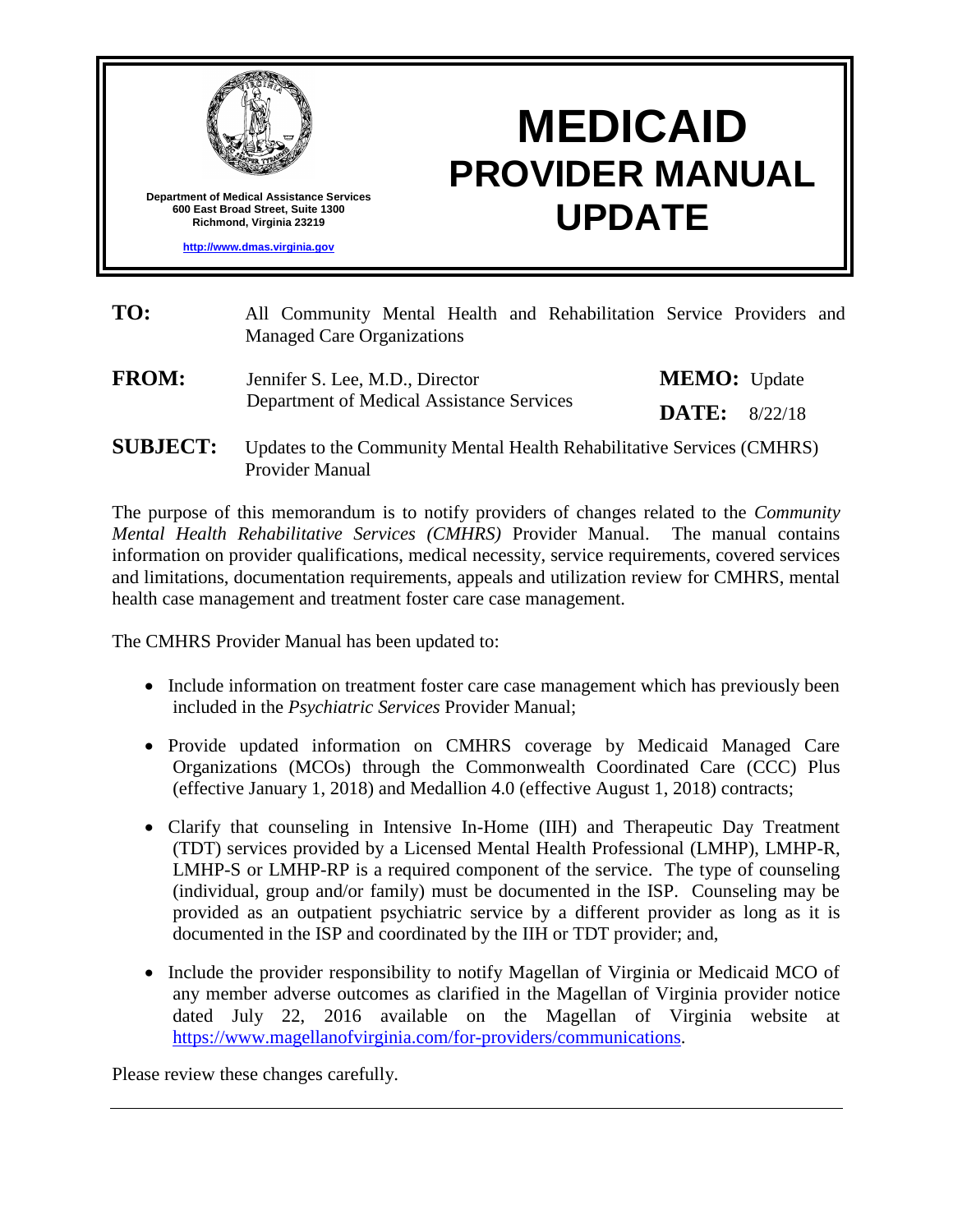Department of Medical Assistance Services
600 East Broad Street, Suite 1300
Richmond, Virginia 23219

http://www.dmas.virginia.gov

# MEDICAID PROVIDER MANUAL UPDATE

**TO:** All Community Mental Health and Rehabilitation Service Providers and Managed Care Organizations

**FROM:** Jennifer S. Lee, M.D., Director
Department of Medical Assistance Services

**MEMO:** Update

**DATE:** 8/22/18

**SUBJECT:** Updates to the Community Mental Health Rehabilitative Services (CMHRS) Provider Manual

The purpose of this memorandum is to notify providers of changes related to the *Community Mental Health Rehabilitative Services (CMHRS)* Provider Manual. The manual contains information on provider qualifications, medical necessity, service requirements, covered services and limitations, documentation requirements, appeals and utilization review for CMHRS, mental health case management and treatment foster care case management.

The CMHRS Provider Manual has been updated to:

- Include information on treatment foster care case management which has previously been included in the *Psychiatric Services* Provider Manual;
- Provide updated information on CMHRS coverage by Medicaid Managed Care Organizations (MCOs) through the Commonwealth Coordinated Care (CCC) Plus (effective January 1, 2018) and Medallion 4.0 (effective August 1, 2018) contracts;
- Clarify that counseling in Intensive In-Home (IIH) and Therapeutic Day Treatment (TDT) services provided by a Licensed Mental Health Professional (LMHP), LMHP-R, LMHP-S or LMHP-RP is a required component of the service. The type of counseling (individual, group and/or family) must be documented in the ISP. Counseling may be provided as an outpatient psychiatric service by a different provider as long as it is documented in the ISP and coordinated by the IIH or TDT provider; and,
- Include the provider responsibility to notify Magellan of Virginia or Medicaid MCO of any member adverse outcomes as clarified in the Magellan of Virginia provider notice dated July 22, 2016 available on the Magellan of Virginia website at https://www.magellanofvirginia.com/for-providers/communications.

Please review these changes carefully.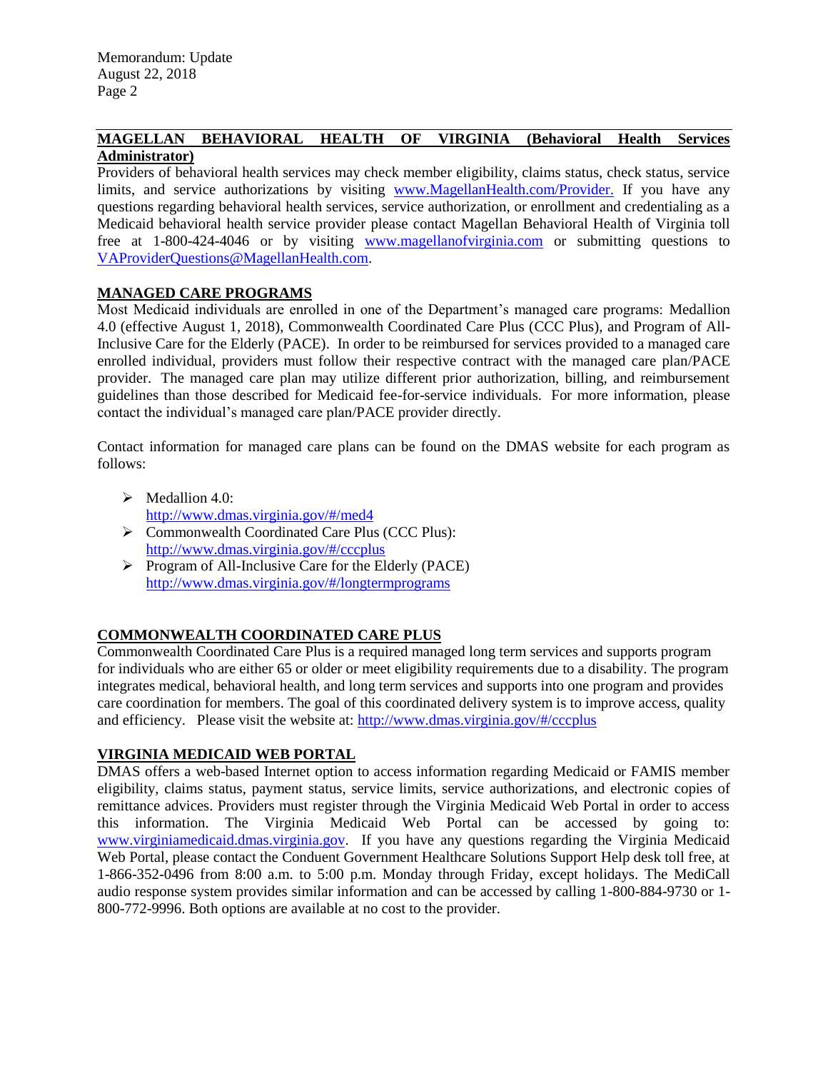## MAGELLAN BEHAVIORAL HEALTH OF VIRGINIA (Behavioral Health Services Administrator)

Providers of behavioral health services may check member eligibility, claims status, check status, service limits, and service authorizations by visiting www.MagellanHealth.com/Provider. If you have any questions regarding behavioral health services, service authorization, or enrollment and credentialing as a Medicaid behavioral health service provider please contact Magellan Behavioral Health of Virginia toll free at 1-800-424-4046 or by visiting www.magellanofvirginia.com or submitting questions to VAProviderQuestions@MagellanHealth.com.

## MANAGED CARE PROGRAMS

Most Medicaid individuals are enrolled in one of the Department's managed care programs: Medallion 4.0 (effective August 1, 2018), Commonwealth Coordinated Care Plus (CCC Plus), and Program of All-Inclusive Care for the Elderly (PACE). In order to be reimbursed for services provided to a managed care enrolled individual, providers must follow their respective contract with the managed care plan/PACE provider. The managed care plan may utilize different prior authorization, billing, and reimbursement guidelines than those described for Medicaid fee-for-service individuals. For more information, please contact the individual's managed care plan/PACE provider directly.

Contact information for managed care plans can be found on the DMAS website for each program as follows:

- Medallion 4.0:
  http://www.dmas.virginia.gov/#/med4
- Commonwealth Coordinated Care Plus (CCC Plus):
  http://www.dmas.virginia.gov/#/cccplus
- Program of All-Inclusive Care for the Elderly (PACE)
  http://www.dmas.virginia.gov/#/longtermprograms

## COMMONWEALTH COORDINATED CARE PLUS

Commonwealth Coordinated Care Plus is a required managed long term services and supports program for individuals who are either 65 or older or meet eligibility requirements due to a disability. The program integrates medical, behavioral health, and long term services and supports into one program and provides care coordination for members. The goal of this coordinated delivery system is to improve access, quality and efficiency. Please visit the website at: http://www.dmas.virginia.gov/#/cccplus

## VIRGINIA MEDICAID WEB PORTAL

DMAS offers a web-based Internet option to access information regarding Medicaid or FAMIS member eligibility, claims status, payment status, service limits, service authorizations, and electronic copies of remittance advices. Providers must register through the Virginia Medicaid Web Portal in order to access this information. The Virginia Medicaid Web Portal can be accessed by going to: www.virginiamedicaid.dmas.virginia.gov. If you have any questions regarding the Virginia Medicaid Web Portal, please contact the Conduent Government Healthcare Solutions Support Help desk toll free, at 1-866-352-0496 from 8:00 a.m. to 5:00 p.m. Monday through Friday, except holidays. The MediCall audio response system provides similar information and can be accessed by calling 1-800-884-9730 or 1-800-772-9996. Both options are available at no cost to the provider.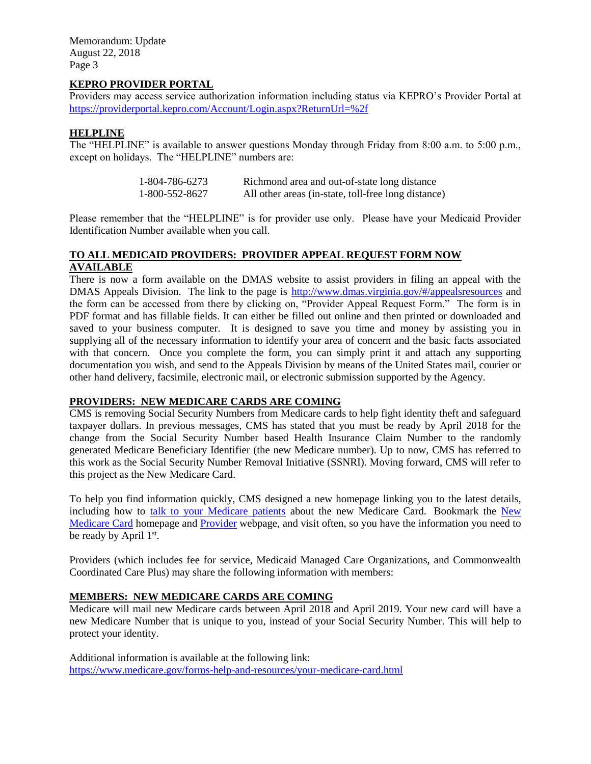## KEPRO PROVIDER PORTAL

Providers may access service authorization information including status via KEPRO's Provider Portal at https://providerportal.kepro.com/Account/Login.aspx?ReturnUrl=%2f

## HELPLINE

The "HELPLINE" is available to answer questions Monday through Friday from 8:00 a.m. to 5:00 p.m., except on holidays. The "HELPLINE" numbers are:

| | |
|---|---|
| 1-804-786-6273 | Richmond area and out-of-state long distance |
| 1-800-552-8627 | All other areas (in-state, toll-free long distance) |

Please remember that the "HELPLINE" is for provider use only. Please have your Medicaid Provider Identification Number available when you call.

## TO ALL MEDICAID PROVIDERS: PROVIDER APPEAL REQUEST FORM NOW AVAILABLE

There is now a form available on the DMAS website to assist providers in filing an appeal with the DMAS Appeals Division. The link to the page is http://www.dmas.virginia.gov/#/appealsresources and the form can be accessed from there by clicking on, "Provider Appeal Request Form." The form is in PDF format and has fillable fields. It can either be filled out online and then printed or downloaded and saved to your business computer. It is designed to save you time and money by assisting you in supplying all of the necessary information to identify your area of concern and the basic facts associated with that concern. Once you complete the form, you can simply print it and attach any supporting documentation you wish, and send to the Appeals Division by means of the United States mail, courier or other hand delivery, facsimile, electronic mail, or electronic submission supported by the Agency.

## PROVIDERS: NEW MEDICARE CARDS ARE COMING

CMS is removing Social Security Numbers from Medicare cards to help fight identity theft and safeguard taxpayer dollars. In previous messages, CMS has stated that you must be ready by April 2018 for the change from the Social Security Number based Health Insurance Claim Number to the randomly generated Medicare Beneficiary Identifier (the new Medicare number). Up to now, CMS has referred to this work as the Social Security Number Removal Initiative (SSNRI). Moving forward, CMS will refer to this project as the New Medicare Card.

To help you find information quickly, CMS designed a new homepage linking you to the latest details, including how to talk to your Medicare patients about the new Medicare Card. Bookmark the New Medicare Card homepage and Provider webpage, and visit often, so you have the information you need to be ready by April 1st.

Providers (which includes fee for service, Medicaid Managed Care Organizations, and Commonwealth Coordinated Care Plus) may share the following information with members:

## MEMBERS: NEW MEDICARE CARDS ARE COMING

Medicare will mail new Medicare cards between April 2018 and April 2019. Your new card will have a new Medicare Number that is unique to you, instead of your Social Security Number. This will help to protect your identity.

Additional information is available at the following link:
https://www.medicare.gov/forms-help-and-resources/your-medicare-card.html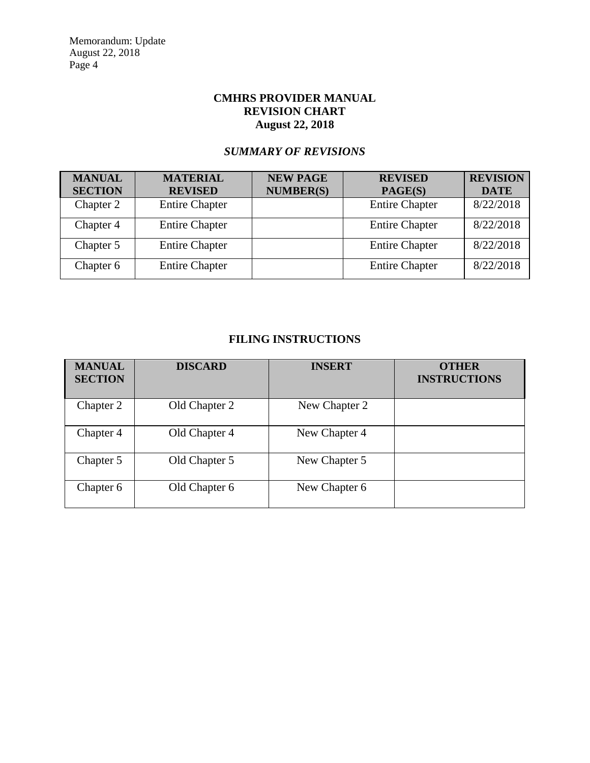**CMHRS PROVIDER MANUAL**
**REVISION CHART**
**August 22, 2018**

***SUMMARY OF REVISIONS***

| MANUAL SECTION | MATERIAL REVISED | NEW PAGE NUMBER(S) | REVISED PAGE(S) | REVISION DATE |
|---|---|---|---|---|
| Chapter 2 | Entire Chapter | | Entire Chapter | 8/22/2018 |
| Chapter 4 | Entire Chapter | | Entire Chapter | 8/22/2018 |
| Chapter 5 | Entire Chapter | | Entire Chapter | 8/22/2018 |
| Chapter 6 | Entire Chapter | | Entire Chapter | 8/22/2018 |

**FILING INSTRUCTIONS**

| MANUAL SECTION | DISCARD | INSERT | OTHER INSTRUCTIONS |
|---|---|---|---|
| Chapter 2 | Old Chapter 2 | New Chapter 2 | |
| Chapter 4 | Old Chapter 4 | New Chapter 4 | |
| Chapter 5 | Old Chapter 5 | New Chapter 5 | |
| Chapter 6 | Old Chapter 6 | New Chapter 6 | |